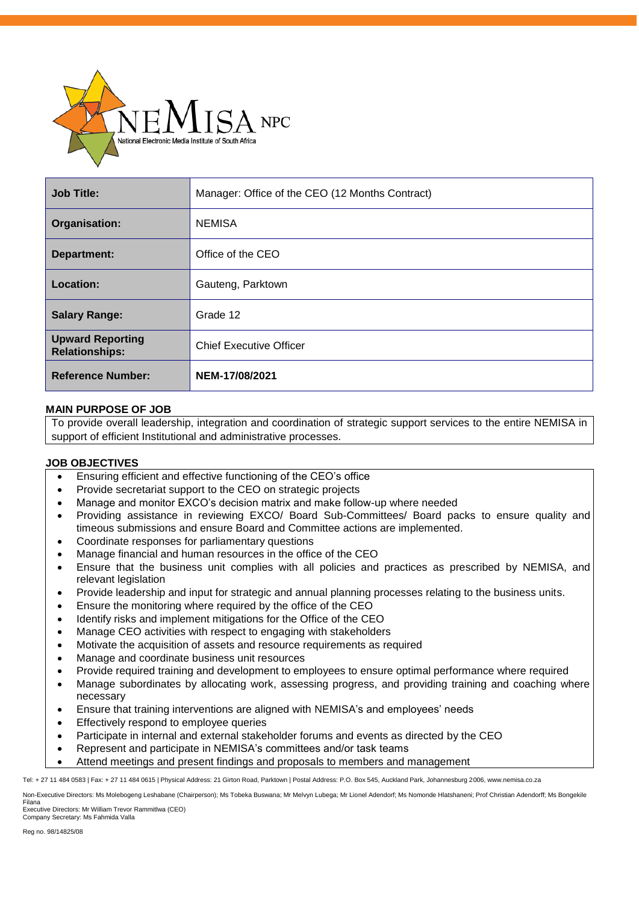NEMISA NPC

National Electronic Media Institute of South Africa

| Job Title: | Manager: Office of the CEO (12 Months Contract) |
| --- | --- |
| Organisation: | NEMISA |
| Department: | Office of the CEO |
| Location: | Gauteng, Parktown |
| Salary Range: | Grade 12 |
| Upward Reporting Relationships: | Chief Executive Officer |
| Reference Number: | **NEM-17/08/2021** |

## MAIN PURPOSE OF JOB

To provide overall leadership, integration and coordination of strategic support services to the entire NEMISA in support of efficient Institutional and administrative processes.

## JOB OBJECTIVES

- Ensuring efficient and effective functioning of the CEO's office
- Provide secretariat support to the CEO on strategic projects
- Manage and monitor EXCO's decision matrix and make follow-up where needed
- Providing assistance in reviewing EXCO/ Board Sub-Committees/ Board packs to ensure quality and timeous submissions and ensure Board and Committee actions are implemented.
- Coordinate responses for parliamentary questions
- Manage financial and human resources in the office of the CEO
- Ensure that the business unit complies with all policies and practices as prescribed by NEMISA, and relevant legislation
- Provide leadership and input for strategic and annual planning processes relating to the business units.
- Ensure the monitoring where required by the office of the CEO
- Identify risks and implement mitigations for the Office of the CEO
- Manage CEO activities with respect to engaging with stakeholders
- Motivate the acquisition of assets and resource requirements as required
- Manage and coordinate business unit resources
- Provide required training and development to employees to ensure optimal performance where required
- Manage subordinates by allocating work, assessing progress, and providing training and coaching where necessary
- Ensure that training interventions are aligned with NEMISA's and employees' needs
- Effectively respond to employee queries
- Participate in internal and external stakeholder forums and events as directed by the CEO
- Represent and participate in NEMISA's committees and/or task teams
- Attend meetings and present findings and proposals to members and management

Tel: + 27 11 484 0583 | Fax: + 27 11 484 0615 | Physical Address: 21 Girton Road, Parktown | Postal Address: P.O. Box 545, Auckland Park, Johannesburg 2006, www.nemisa.co.za

Non-Executive Directors: Ms Molebogeng Leshabane (Chairperson); Ms Tobeka Buswana; Mr Melvyn Lubega; Mr Lionel Adendorf; Ms Nomonde Hlatshaneni; Prof Christian Adendorff; Ms Bongekile Filana
Executive Directors: Mr William Trevor Rammitlwa (CEO)
Company Secretary: Ms Fahmida Valla

Reg no. 98/14825/08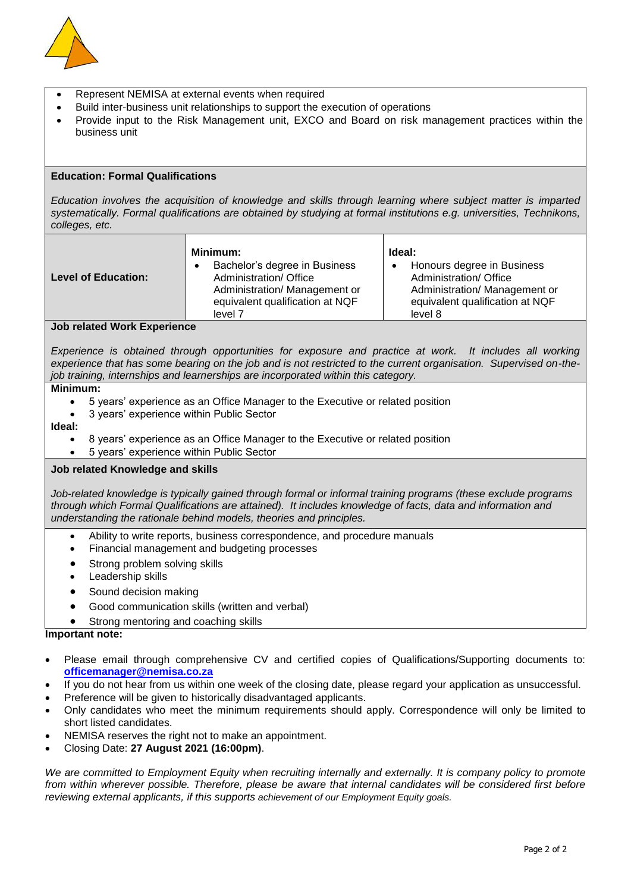- Represent NEMISA at external events when required
- Build inter-business unit relationships to support the execution of operations
- Provide input to the Risk Management unit, EXCO and Board on risk management practices within the business unit

**Education: Formal Qualifications**

*Education involves the acquisition of knowledge and skills through learning where subject matter is imparted systematically. Formal qualifications are obtained by studying at formal institutions e.g. universities, Technikons, colleges, etc.*

| | | |
|---|---|---|
| **Level of Education:** | **Minimum:**<br>• Bachelor's degree in Business Administration/ Office Administration/ Management or equivalent qualification at NQF level 7 | **Ideal:**<br>• Honours degree in Business Administration/ Office Administration/ Management or equivalent qualification at NQF level 8 |

**Job related Work Experience**

*Experience is obtained through opportunities for exposure and practice at work. It includes all working experience that has some bearing on the job and is not restricted to the current organisation. Supervised on-the-job training, internships and learnerships are incorporated within this category.*

**Minimum:**

- 5 years' experience as an Office Manager to the Executive or related position
- 3 years' experience within Public Sector

**Ideal:**

- 8 years' experience as an Office Manager to the Executive or related position
- 5 years' experience within Public Sector

**Job related Knowledge and skills**

*Job-related knowledge is typically gained through formal or informal training programs (these exclude programs through which Formal Qualifications are attained). It includes knowledge of facts, data and information and understanding the rationale behind models, theories and principles.*

- Ability to write reports, business correspondence, and procedure manuals
- Financial management and budgeting processes
- Strong problem solving skills
- Leadership skills
- Sound decision making
- Good communication skills (written and verbal)
- Strong mentoring and coaching skills

**Important note:**

- Please email through comprehensive CV and certified copies of Qualifications/Supporting documents to: **officemanager@nemisa.co.za**
- If you do not hear from us within one week of the closing date, please regard your application as unsuccessful.
- Preference will be given to historically disadvantaged applicants.
- Only candidates who meet the minimum requirements should apply. Correspondence will only be limited to short listed candidates.
- NEMISA reserves the right not to make an appointment.
- Closing Date: **27 August 2021 (16:00pm)**.

*We are committed to Employment Equity when recruiting internally and externally. It is company policy to promote from within wherever possible. Therefore, please be aware that internal candidates will be considered first before reviewing external applicants, if this supports achievement of our Employment Equity goals.*